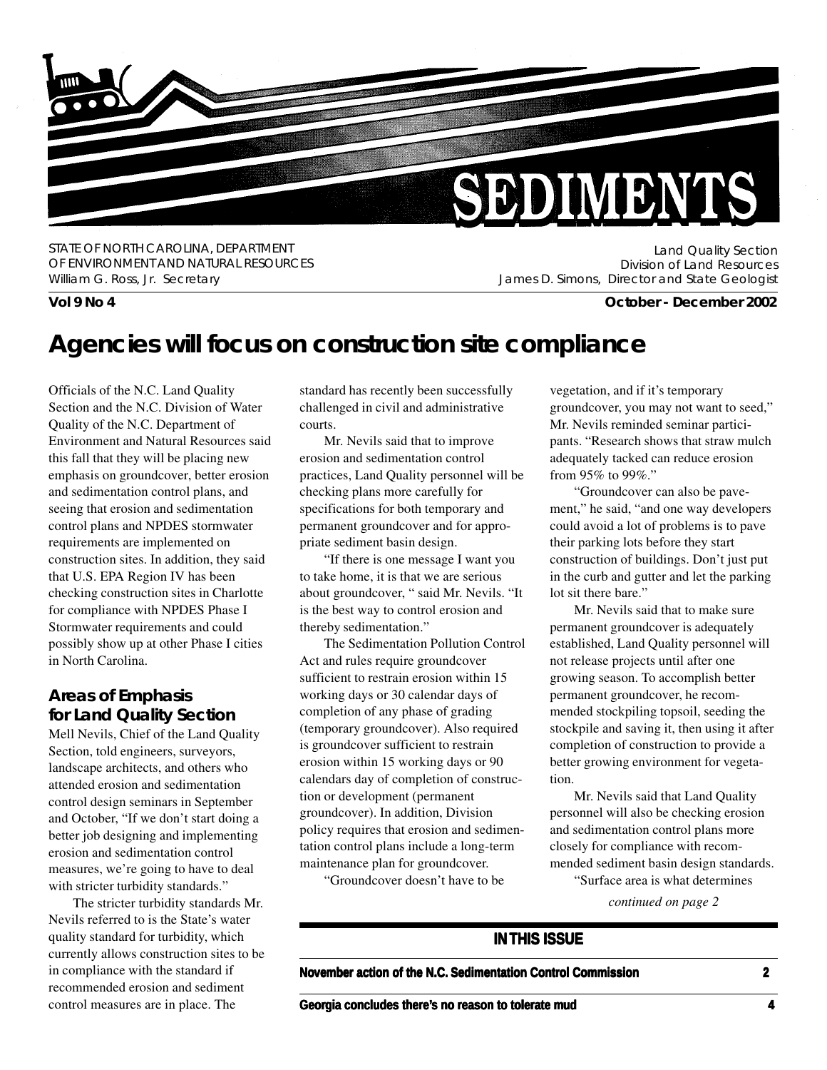# SEDIMENTS

STATE OF NORTH CAROLINA, DEPARTMENT OF ENVIRONMENT AND NATURAL RESOURCES
William G. Ross, Jr. Secretary

Land Quality Section
Division of Land Resources
James D. Simons, Director and State Geologist

**Vol 9 No 4** **October - December 2002**

# Agencies will focus on construction site compliance

Officials of the N.C. Land Quality Section and the N.C. Division of Water Quality of the N.C. Department of Environment and Natural Resources said this fall that they will be placing new emphasis on groundcover, better erosion and sedimentation control plans, and seeing that erosion and sedimentation control plans and NPDES stormwater requirements are implemented on construction sites. In addition, they said that U.S. EPA Region IV has been checking construction sites in Charlotte for compliance with NPDES Phase I Stormwater requirements and could possibly show up at other Phase I cities in North Carolina.

## Areas of Emphasis for Land Quality Section

Mell Nevils, Chief of the Land Quality Section, told engineers, surveyors, landscape architects, and others who attended erosion and sedimentation control design seminars in September and October, "If we don't start doing a better job designing and implementing erosion and sedimentation control measures, we're going to have to deal with stricter turbidity standards."

The stricter turbidity standards Mr. Nevils referred to is the State's water quality standard for turbidity, which currently allows construction sites to be in compliance with the standard if recommended erosion and sediment control measures are in place. The standard has recently been successfully challenged in civil and administrative courts.

Mr. Nevils said that to improve erosion and sedimentation control practices, Land Quality personnel will be checking plans more carefully for specifications for both temporary and permanent groundcover and for appropriate sediment basin design.

"If there is one message I want you to take home, it is that we are serious about groundcover, " said Mr. Nevils. "It is the best way to control erosion and thereby sedimentation."

The Sedimentation Pollution Control Act and rules require groundcover sufficient to restrain erosion within 15 working days or 30 calendar days of completion of any phase of grading (temporary groundcover). Also required is groundcover sufficient to restrain erosion within 15 working days or 90 calendars day of completion of construction or development (permanent groundcover). In addition, Division policy requires that erosion and sedimentation control plans include a long-term maintenance plan for groundcover.

"Groundcover doesn't have to be vegetation, and if it's temporary groundcover, you may not want to seed," Mr. Nevils reminded seminar participants. "Research shows that straw mulch adequately tacked can reduce erosion from 95% to 99%."

"Groundcover can also be pavement," he said, "and one way developers could avoid a lot of problems is to pave their parking lots before they start construction of buildings. Don't just put in the curb and gutter and let the parking lot sit there bare."

Mr. Nevils said that to make sure permanent groundcover is adequately established, Land Quality personnel will not release projects until after one growing season. To accomplish better permanent groundcover, he recommended stockpiling topsoil, seeding the stockpile and saving it, then using it after completion of construction to provide a better growing environment for vegetation.

Mr. Nevils said that Land Quality personnel will also be checking erosion and sedimentation control plans more closely for compliance with recommended sediment basin design standards.

"Surface area is what determines

*continued on page 2*

**IN THIS ISSUE**

| | |
|---|---|
| **November action of the N.C. Sedimentation Control Commission** | **2** |
| **Georgia concludes there's no reason to tolerate mud** | **4** |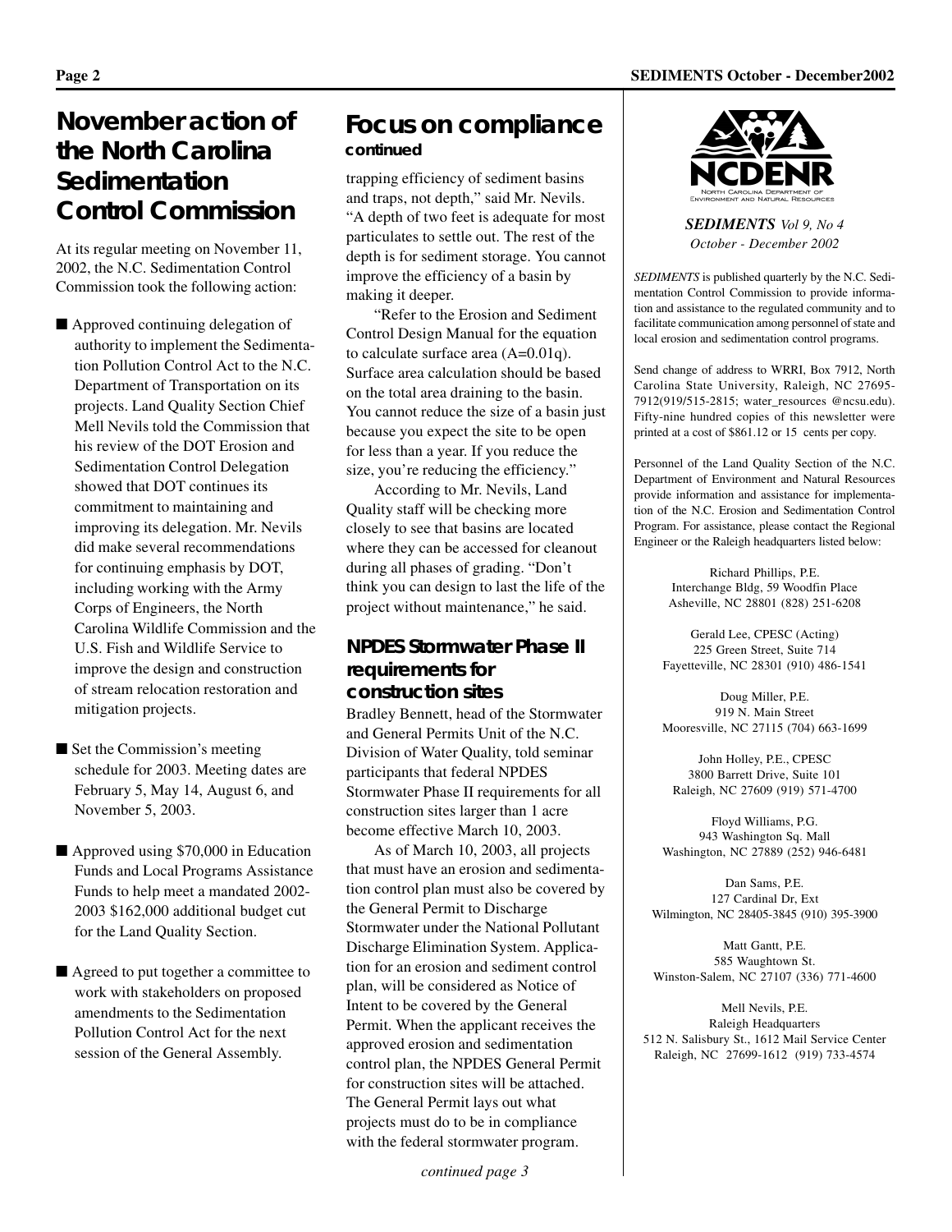# November action of the North Carolina Sedimentation Control Commission

At its regular meeting on November 11, 2002, the N.C. Sedimentation Control Commission took the following action:

- Approved continuing delegation of authority to implement the Sedimentation Pollution Control Act to the N.C. Department of Transportation on its projects. Land Quality Section Chief Mell Nevils told the Commission that his review of the DOT Erosion and Sedimentation Control Delegation showed that DOT continues its commitment to maintaining and improving its delegation. Mr. Nevils did make several recommendations for continuing emphasis by DOT, including working with the Army Corps of Engineers, the North Carolina Wildlife Commission and the U.S. Fish and Wildlife Service to improve the design and construction of stream relocation restoration and mitigation projects.

- Set the Commission's meeting schedule for 2003. Meeting dates are February 5, May 14, August 6, and November 5, 2003.

- Approved using $70,000 in Education Funds and Local Programs Assistance Funds to help meet a mandated 2002-2003 $162,000 additional budget cut for the Land Quality Section.

- Agreed to put together a committee to work with stakeholders on proposed amendments to the Sedimentation Pollution Control Act for the next session of the General Assembly.

# Focus on compliance

**continued**

trapping efficiency of sediment basins and traps, not depth," said Mr. Nevils. "A depth of two feet is adequate for most particulates to settle out. The rest of the depth is for sediment storage. You cannot improve the efficiency of a basin by making it deeper.

"Refer to the Erosion and Sediment Control Design Manual for the equation to calculate surface area (A=0.01q). Surface area calculation should be based on the total area draining to the basin. You cannot reduce the size of a basin just because you expect the site to be open for less than a year. If you reduce the size, you're reducing the efficiency."

According to Mr. Nevils, Land Quality staff will be checking more closely to see that basins are located where they can be accessed for cleanout during all phases of grading. "Don't think you can design to last the life of the project without maintenance," he said.

## NPDES Stormwater Phase II requirements for construction sites

Bradley Bennett, head of the Stormwater and General Permits Unit of the N.C. Division of Water Quality, told seminar participants that federal NPDES Stormwater Phase II requirements for all construction sites larger than 1 acre become effective March 10, 2003.

As of March 10, 2003, all projects that must have an erosion and sedimentation control plan must also be covered by the General Permit to Discharge Stormwater under the National Pollutant Discharge Elimination System. Application for an erosion and sediment control plan, will be considered as Notice of Intent to be covered by the General Permit. When the applicant receives the approved erosion and sedimentation control plan, the NPDES General Permit for construction sites will be attached. The General Permit lays out what projects must do to be in compliance with the federal stormwater program.

*continued page 3*

NCDENR
North Carolina Department of Environment and Natural Resources

***SEDIMENTS*** *Vol 9, No 4*
*October - December 2002*

*SEDIMENTS* is published quarterly by the N.C. Sedimentation Control Commission to provide information and assistance to the regulated community and to facilitate communication among personnel of state and local erosion and sedimentation control programs.

Send change of address to WRRI, Box 7912, North Carolina State University, Raleigh, NC 27695-7912(919/515-2815; water_resources @ncsu.edu). Fifty-nine hundred copies of this newsletter were printed at a cost of $861.12 or 15 cents per copy.

Personnel of the Land Quality Section of the N.C. Department of Environment and Natural Resources provide information and assistance for implementation of the N.C. Erosion and Sedimentation Control Program. For assistance, please contact the Regional Engineer or the Raleigh headquarters listed below:

Richard Phillips, P.E.
Interchange Bldg, 59 Woodfin Place
Asheville, NC 28801 (828) 251-6208

Gerald Lee, CPESC (Acting)
225 Green Street, Suite 714
Fayetteville, NC 28301 (910) 486-1541

Doug Miller, P.E.
919 N. Main Street
Mooresville, NC 27115 (704) 663-1699

John Holley, P.E., CPESC
3800 Barrett Drive, Suite 101
Raleigh, NC 27609 (919) 571-4700

Floyd Williams, P.G.
943 Washington Sq. Mall
Washington, NC 27889 (252) 946-6481

Dan Sams, P.E.
127 Cardinal Dr, Ext
Wilmington, NC 28405-3845 (910) 395-3900

Matt Gantt, P.E.
585 Waughtown St.
Winston-Salem, NC 27107 (336) 771-4600

Mell Nevils, P.E.
Raleigh Headquarters
512 N. Salisbury St., 1612 Mail Service Center
Raleigh, NC 27699-1612 (919) 733-4574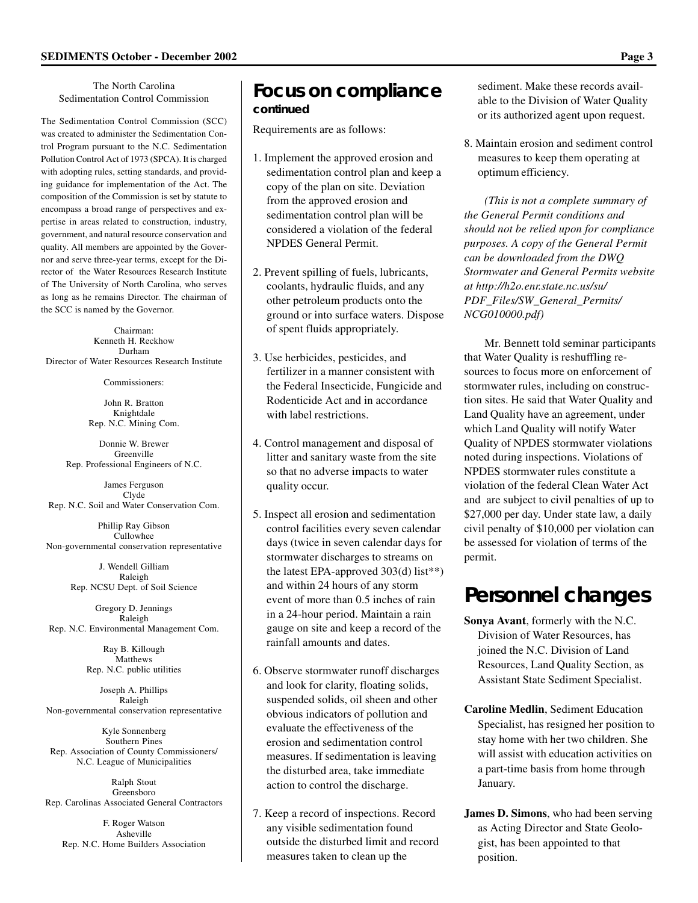The North Carolina Sedimentation Control Commission

The Sedimentation Control Commission (SCC) was created to administer the Sedimentation Control Program pursuant to the N.C. Sedimentation Pollution Control Act of 1973 (SPCA). It is charged with adopting rules, setting standards, and providing guidance for implementation of the Act. The composition of the Commission is set by statute to encompass a broad range of perspectives and expertise in areas related to construction, industry, government, and natural resource conservation and quality. All members are appointed by the Governor and serve three-year terms, except for the Director of the Water Resources Research Institute of The University of North Carolina, who serves as long as he remains Director. The chairman of the SCC is named by the Governor.

Chairman:
Kenneth H. Reckhow
Durham
Director of Water Resources Research Institute

Commissioners:

John R. Bratton
Knightdale
Rep. N.C. Mining Com.

Donnie W. Brewer
Greenville
Rep. Professional Engineers of N.C.

James Ferguson
Clyde
Rep. N.C. Soil and Water Conservation Com.

Phillip Ray Gibson
Cullowhee
Non-governmental conservation representative

J. Wendell Gilliam
Raleigh
Rep. NCSU Dept. of Soil Science

Gregory D. Jennings
Raleigh
Rep. N.C. Environmental Management Com.

Ray B. Killough
Matthews
Rep. N.C. public utilities

Joseph A. Phillips
Raleigh
Non-governmental conservation representative

Kyle Sonnenberg
Southern Pines
Rep. Association of County Commissioners/ N.C. League of Municipalities

Ralph Stout
Greensboro
Rep. Carolinas Associated General Contractors

F. Roger Watson
Asheville
Rep. N.C. Home Builders Association

## Focus on compliance

### continued

Requirements are as follows:

1. Implement the approved erosion and sedimentation control plan and keep a copy of the plan on site. Deviation from the approved erosion and sedimentation control plan will be considered a violation of the federal NPDES General Permit.

2. Prevent spilling of fuels, lubricants, coolants, hydraulic fluids, and any other petroleum products onto the ground or into surface waters. Dispose of spent fluids appropriately.

3. Use herbicides, pesticides, and fertilizer in a manner consistent with the Federal Insecticide, Fungicide and Rodenticide Act and in accordance with label restrictions.

4. Control management and disposal of litter and sanitary waste from the site so that no adverse impacts to water quality occur.

5. Inspect all erosion and sedimentation control facilities every seven calendar days (twice in seven calendar days for stormwater discharges to streams on the latest EPA-approved 303(d) list**) and within 24 hours of any storm event of more than 0.5 inches of rain in a 24-hour period. Maintain a rain gauge on site and keep a record of the rainfall amounts and dates.

6. Observe stormwater runoff discharges and look for clarity, floating solids, suspended solids, oil sheen and other obvious indicators of pollution and evaluate the effectiveness of the erosion and sedimentation control measures. If sedimentation is leaving the disturbed area, take immediate action to control the discharge.

7. Keep a record of inspections. Record any visible sedimentation found outside the disturbed limit and record measures taken to clean up the sediment. Make these records available to the Division of Water Quality or its authorized agent upon request.

8. Maintain erosion and sediment control measures to keep them operating at optimum efficiency.

*(This is not a complete summary of the General Permit conditions and should not be relied upon for compliance purposes. A copy of the General Permit can be downloaded from the DWQ Stormwater and General Permits website at http://h2o.enr.state.nc.us/su/PDF_Files/SW_General_Permits/NCG010000.pdf)*

Mr. Bennett told seminar participants that Water Quality is reshuffling resources to focus more on enforcement of stormwater rules, including on construction sites. He said that Water Quality and Land Quality have an agreement, under which Land Quality will notify Water Quality of NPDES stormwater violations noted during inspections. Violations of NPDES stormwater rules constitute a violation of the federal Clean Water Act and are subject to civil penalties of up to $27,000 per day. Under state law, a daily civil penalty of $10,000 per violation can be assessed for violation of terms of the permit.

## Personnel changes

**Sonya Avant**, formerly with the N.C. Division of Water Resources, has joined the N.C. Division of Land Resources, Land Quality Section, as Assistant State Sediment Specialist.

**Caroline Medlin**, Sediment Education Specialist, has resigned her position to stay home with her two children. She will assist with education activities on a part-time basis from home through January.

**James D. Simons**, who had been serving as Acting Director and State Geologist, has been appointed to that position.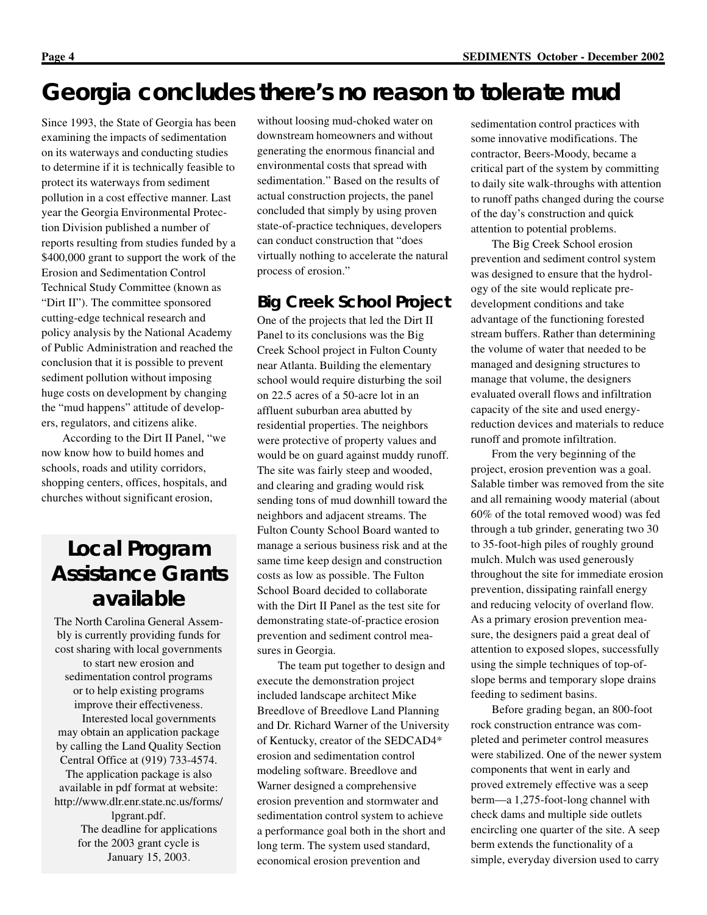# Georgia concludes there's no reason to tolerate mud

Since 1993, the State of Georgia has been examining the impacts of sedimentation on its waterways and conducting studies to determine if it is technically feasible to protect its waterways from sediment pollution in a cost effective manner. Last year the Georgia Environmental Protection Division published a number of reports resulting from studies funded by a $400,000 grant to support the work of the Erosion and Sedimentation Control Technical Study Committee (known as "Dirt II"). The committee sponsored cutting-edge technical research and policy analysis by the National Academy of Public Administration and reached the conclusion that it is possible to prevent sediment pollution without imposing huge costs on development by changing the "mud happens" attitude of developers, regulators, and citizens alike.

According to the Dirt II Panel, "we now know how to build homes and schools, roads and utility corridors, shopping centers, offices, hospitals, and churches without significant erosion, without loosing mud-choked water on downstream homeowners and without generating the enormous financial and environmental costs that spread with sedimentation." Based on the results of actual construction projects, the panel concluded that simply by using proven state-of-practice techniques, developers can conduct construction that "does virtually nothing to accelerate the natural process of erosion."

## Big Creek School Project

One of the projects that led the Dirt II Panel to its conclusions was the Big Creek School project in Fulton County near Atlanta. Building the elementary school would require disturbing the soil on 22.5 acres of a 50-acre lot in an affluent suburban area abutted by residential properties. The neighbors were protective of property values and would be on guard against muddy runoff. The site was fairly steep and wooded, and clearing and grading would risk sending tons of mud downhill toward the neighbors and adjacent streams. The Fulton County School Board wanted to manage a serious business risk and at the same time keep design and construction costs as low as possible. The Fulton School Board decided to collaborate with the Dirt II Panel as the test site for demonstrating state-of-practice erosion prevention and sediment control measures in Georgia.

The team put together to design and execute the demonstration project included landscape architect Mike Breedlove of Breedlove Land Planning and Dr. Richard Warner of the University of Kentucky, creator of the SEDCAD4* erosion and sedimentation control modeling software. Breedlove and Warner designed a comprehensive erosion prevention and stormwater and sedimentation control system to achieve a performance goal both in the short and long term. The system used standard, economical erosion prevention and sedimentation control practices with some innovative modifications. The contractor, Beers-Moody, became a critical part of the system by committing to daily site walk-throughs with attention to runoff paths changed during the course of the day's construction and quick attention to potential problems.

The Big Creek School erosion prevention and sediment control system was designed to ensure that the hydrology of the site would replicate pre-development conditions and take advantage of the functioning forested stream buffers. Rather than determining the volume of water that needed to be managed and designing structures to manage that volume, the designers evaluated overall flows and infiltration capacity of the site and used energy-reduction devices and materials to reduce runoff and promote infiltration.

From the very beginning of the project, erosion prevention was a goal. Salable timber was removed from the site and all remaining woody material (about 60% of the total removed wood) was fed through a tub grinder, generating two 30 to 35-foot-high piles of roughly ground mulch. Mulch was used generously throughout the site for immediate erosion prevention, dissipating rainfall energy and reducing velocity of overland flow. As a primary erosion prevention measure, the designers paid a great deal of attention to exposed slopes, successfully using the simple techniques of top-of-slope berms and temporary slope drains feeding to sediment basins.

Before grading began, an 800-foot rock construction entrance was completed and perimeter control measures were stabilized. One of the newer system components that went in early and proved extremely effective was a seep berm—a 1,275-foot-long channel with check dams and multiple side outlets encircling one quarter of the site. A seep berm extends the functionality of a simple, everyday diversion used to carry

## Local Program Assistance Grants available

The North Carolina General Assembly is currently providing funds for cost sharing with local governments to start new erosion and sedimentation control programs or to help existing programs improve their effectiveness.

Interested local governments may obtain an application package by calling the Land Quality Section Central Office at (919) 733-4574. The application package is also available in pdf format at website: http://www.dlr.enr.state.nc.us/forms/lpgrant.pdf.

The deadline for applications for the 2003 grant cycle is January 15, 2003.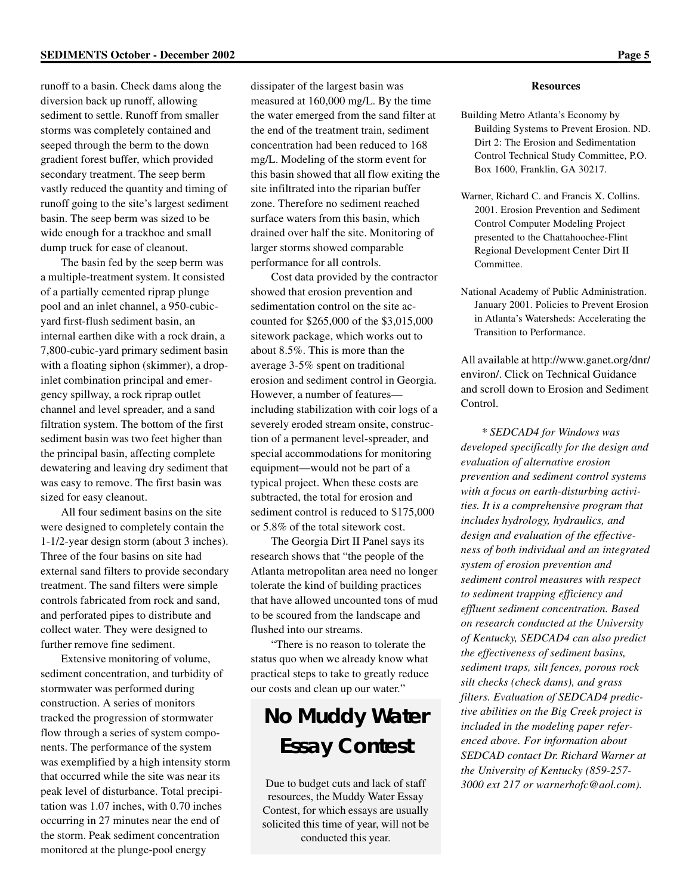runoff to a basin. Check dams along the diversion back up runoff, allowing sediment to settle. Runoff from smaller storms was completely contained and seeped through the berm to the down gradient forest buffer, which provided secondary treatment. The seep berm vastly reduced the quantity and timing of runoff going to the site's largest sediment basin. The seep berm was sized to be wide enough for a trackhoe and small dump truck for ease of cleanout.

The basin fed by the seep berm was a multiple-treatment system. It consisted of a partially cemented riprap plunge pool and an inlet channel, a 950-cubic-yard first-flush sediment basin, an internal earthen dike with a rock drain, a 7,800-cubic-yard primary sediment basin with a floating siphon (skimmer), a drop-inlet combination principal and emergency spillway, a rock riprap outlet channel and level spreader, and a sand filtration system. The bottom of the first sediment basin was two feet higher than the principal basin, affecting complete dewatering and leaving dry sediment that was easy to remove. The first basin was sized for easy cleanout.

All four sediment basins on the site were designed to completely contain the 1-1/2-year design storm (about 3 inches). Three of the four basins on site had external sand filters to provide secondary treatment. The sand filters were simple controls fabricated from rock and sand, and perforated pipes to distribute and collect water. They were designed to further remove fine sediment.

Extensive monitoring of volume, sediment concentration, and turbidity of stormwater was performed during construction. A series of monitors tracked the progression of stormwater flow through a series of system components. The performance of the system was exemplified by a high intensity storm that occurred while the site was near its peak level of disturbance. Total precipitation was 1.07 inches, with 0.70 inches occurring in 27 minutes near the end of the storm. Peak sediment concentration monitored at the plunge-pool energy dissipater of the largest basin was measured at 160,000 mg/L. By the time the water emerged from the sand filter at the end of the treatment train, sediment concentration had been reduced to 168 mg/L. Modeling of the storm event for this basin showed that all flow exiting the site infiltrated into the riparian buffer zone. Therefore no sediment reached surface waters from this basin, which drained over half the site. Monitoring of larger storms showed comparable performance for all controls.

Cost data provided by the contractor showed that erosion prevention and sedimentation control on the site accounted for $265,000 of the $3,015,000 sitework package, which works out to about 8.5%. This is more than the average 3-5% spent on traditional erosion and sediment control in Georgia. However, a number of features—including stabilization with coir logs of a severely eroded stream onsite, construction of a permanent level-spreader, and special accommodations for monitoring equipment—would not be part of a typical project. When these costs are subtracted, the total for erosion and sediment control is reduced to $175,000 or 5.8% of the total sitework cost.

The Georgia Dirt II Panel says its research shows that "the people of the Atlanta metropolitan area need no longer tolerate the kind of building practices that have allowed uncounted tons of mud to be scoured from the landscape and flushed into our streams.

"There is no reason to tolerate the status quo when we already know what practical steps to take to greatly reduce our costs and clean up our water."

## No Muddy Water Essay Contest

Due to budget cuts and lack of staff resources, the Muddy Water Essay Contest, for which essays are usually solicited this time of year, will not be conducted this year.

### Resources

Building Metro Atlanta's Economy by Building Systems to Prevent Erosion. ND. Dirt 2: The Erosion and Sedimentation Control Technical Study Committee, P.O. Box 1600, Franklin, GA 30217.

Warner, Richard C. and Francis X. Collins. 2001. Erosion Prevention and Sediment Control Computer Modeling Project presented to the Chattahoochee-Flint Regional Development Center Dirt II Committee.

National Academy of Public Administration. January 2001. Policies to Prevent Erosion in Atlanta's Watersheds: Accelerating the Transition to Performance.

All available at http://www.ganet.org/dnr/environ/. Click on Technical Guidance and scroll down to Erosion and Sediment Control.

*\* SEDCAD4 for Windows was developed specifically for the design and evaluation of alternative erosion prevention and sediment control systems with a focus on earth-disturbing activities. It is a comprehensive program that includes hydrology, hydraulics, and design and evaluation of the effectiveness of both individual and an integrated system of erosion prevention and sediment control measures with respect to sediment trapping efficiency and effluent sediment concentration. Based on research conducted at the University of Kentucky, SEDCAD4 can also predict the effectiveness of sediment basins, sediment traps, silt fences, porous rock silt checks (check dams), and grass filters. Evaluation of SEDCAD4 predictive abilities on the Big Creek project is included in the modeling paper referenced above. For information about SEDCAD contact Dr. Richard Warner at the University of Kentucky (859-257-3000 ext 217 or warnerhofc@aol.com).*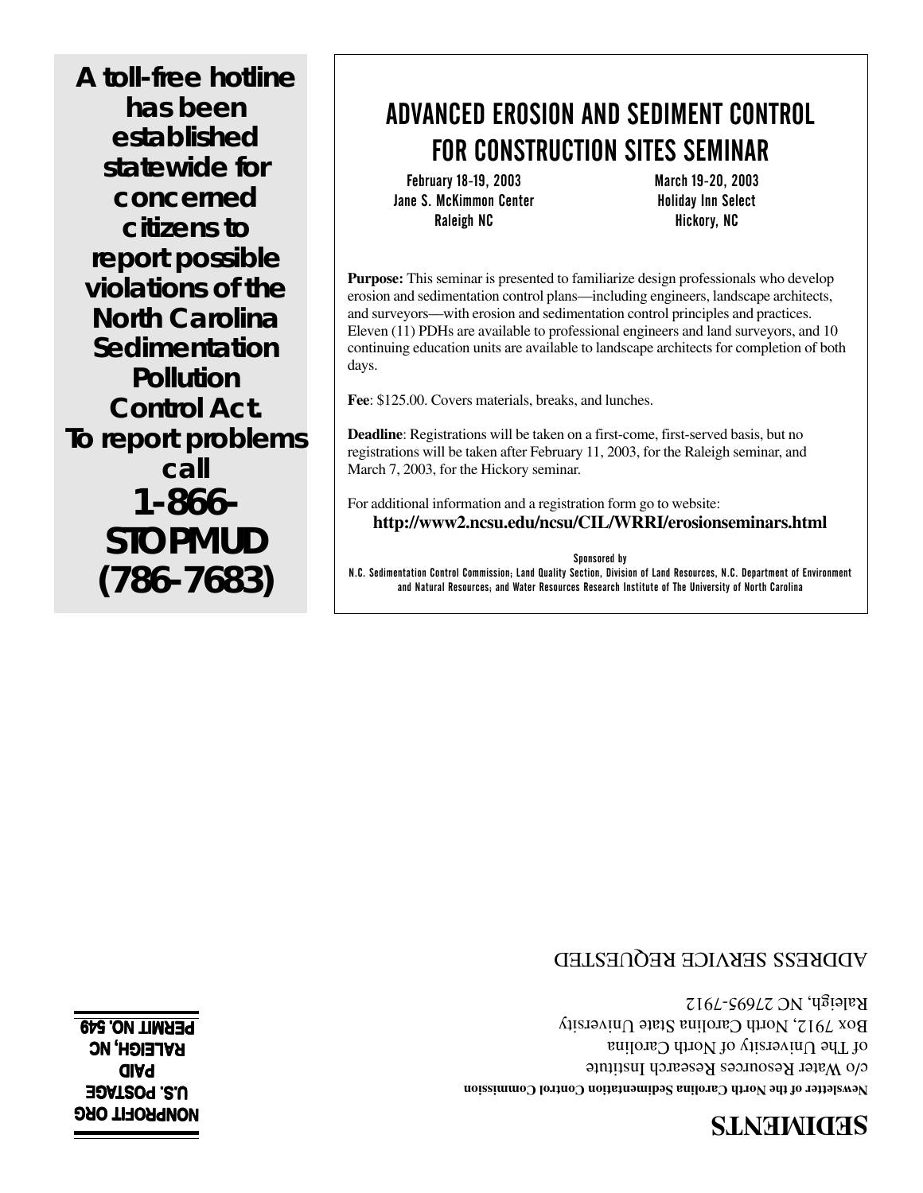**A toll-free hotline has been established statewide for concerned citizens to report possible violations of the North Carolina Sedimentation Pollution Control Act. To report problems call 1-866-STOPMUD (786-7683)**

## ADVANCED EROSION AND SEDIMENT CONTROL FOR CONSTRUCTION SITES SEMINAR

February 18-19, 2003
Jane S. McKimmon Center
Raleigh NC

March 19-20, 2003
Holiday Inn Select
Hickory, NC

**Purpose:** This seminar is presented to familiarize design professionals who develop erosion and sedimentation control plans—including engineers, landscape architects, and surveyors—with erosion and sedimentation control principles and practices. Eleven (11) PDHs are available to professional engineers and land surveyors, and 10 continuing education units are available to landscape architects for completion of both days.

**Fee**: $125.00. Covers materials, breaks, and lunches.

**Deadline**: Registrations will be taken on a first-come, first-served basis, but no registrations will be taken after February 11, 2003, for the Raleigh seminar, and March 7, 2003, for the Hickory seminar.

For additional information and a registration form go to website:

**http://www2.ncsu.edu/ncsu/CIL/WRRI/erosionseminars.html**

Sponsored by
N.C. Sedimentation Control Commission; Land Quality Section, Division of Land Resources, N.C. Department of Environment and Natural Resources; and Water Resources Research Institute of The University of North Carolina

**SEDIMENTS**

**Newsletter of the North Carolina Sedimentation Control Commission**

c/o Water Resources Research Institute
of The University of North Carolina
Box 7912, North Carolina State University
Raleigh, NC 27695-7912

ADDRESS SERVICE REQUESTED

**NONPROFIT ORG
U.S. POSTAGE
PAID
RALEIGH, NC
PERMIT NO. 549**